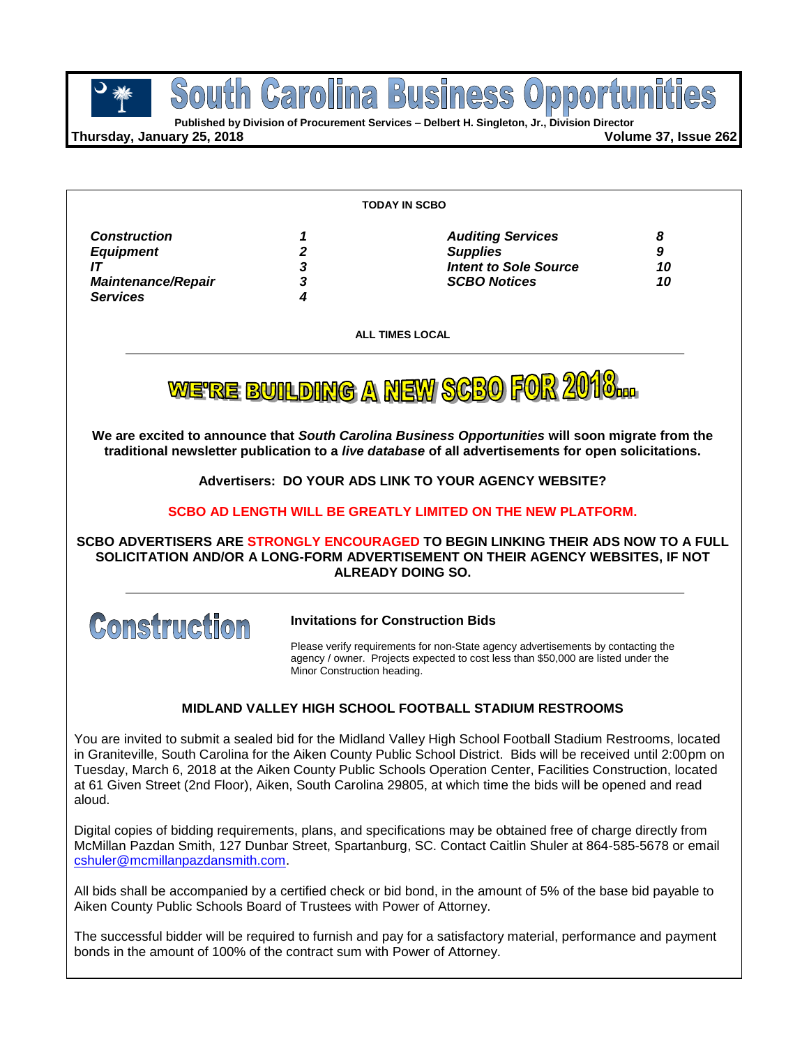# South Carolina Business Opportunities

**Published by Division of Procurement Services – Delbert H. Singleton, Jr., Division Director**

**Thursday, January 25, 2018** **Volume 37, Issue 262**

**TODAY IN SCBO**

| | | | |
|---|---|---|---|
| ***Construction*** | ***1*** | ***Auditing Services*** | ***8*** |
| ***Equipment*** | ***2*** | ***Supplies*** | ***9*** |
| ***IT*** | ***3*** | ***Intent to Sole Source*** | ***10*** |
| ***Maintenance/Repair*** | ***3*** | ***SCBO Notices*** | ***10*** |
| ***Services*** | ***4*** | | |

**ALL TIMES LOCAL**

---

## WE'RE BUILDING A NEW SCBO FOR 2018...

**We are excited to announce that *South Carolina Business Opportunities* will soon migrate from the traditional newsletter publication to a *live database* of all advertisements for open solicitations.**

**Advertisers: DO YOUR ADS LINK TO YOUR AGENCY WEBSITE?**

**SCBO AD LENGTH WILL BE GREATLY LIMITED ON THE NEW PLATFORM.**

**SCBO ADVERTISERS ARE STRONGLY ENCOURAGED TO BEGIN LINKING THEIR ADS NOW TO A FULL SOLICITATION AND/OR A LONG-FORM ADVERTISEMENT ON THEIR AGENCY WEBSITES, IF NOT ALREADY DOING SO.**

---

# Construction

### Invitations for Construction Bids

Please verify requirements for non-State agency advertisements by contacting the agency / owner. Projects expected to cost less than $50,000 are listed under the Minor Construction heading.

### MIDLAND VALLEY HIGH SCHOOL FOOTBALL STADIUM RESTROOMS

You are invited to submit a sealed bid for the Midland Valley High School Football Stadium Restrooms, located in Graniteville, South Carolina for the Aiken County Public School District. Bids will be received until 2:00pm on Tuesday, March 6, 2018 at the Aiken County Public Schools Operation Center, Facilities Construction, located at 61 Given Street (2nd Floor), Aiken, South Carolina 29805, at which time the bids will be opened and read aloud.

Digital copies of bidding requirements, plans, and specifications may be obtained free of charge directly from McMillan Pazdan Smith, 127 Dunbar Street, Spartanburg, SC. Contact Caitlin Shuler at 864-585-5678 or email cshuler@mcmillanpazdansmith.com.

All bids shall be accompanied by a certified check or bid bond, in the amount of 5% of the base bid payable to Aiken County Public Schools Board of Trustees with Power of Attorney.

The successful bidder will be required to furnish and pay for a satisfactory material, performance and payment bonds in the amount of 100% of the contract sum with Power of Attorney.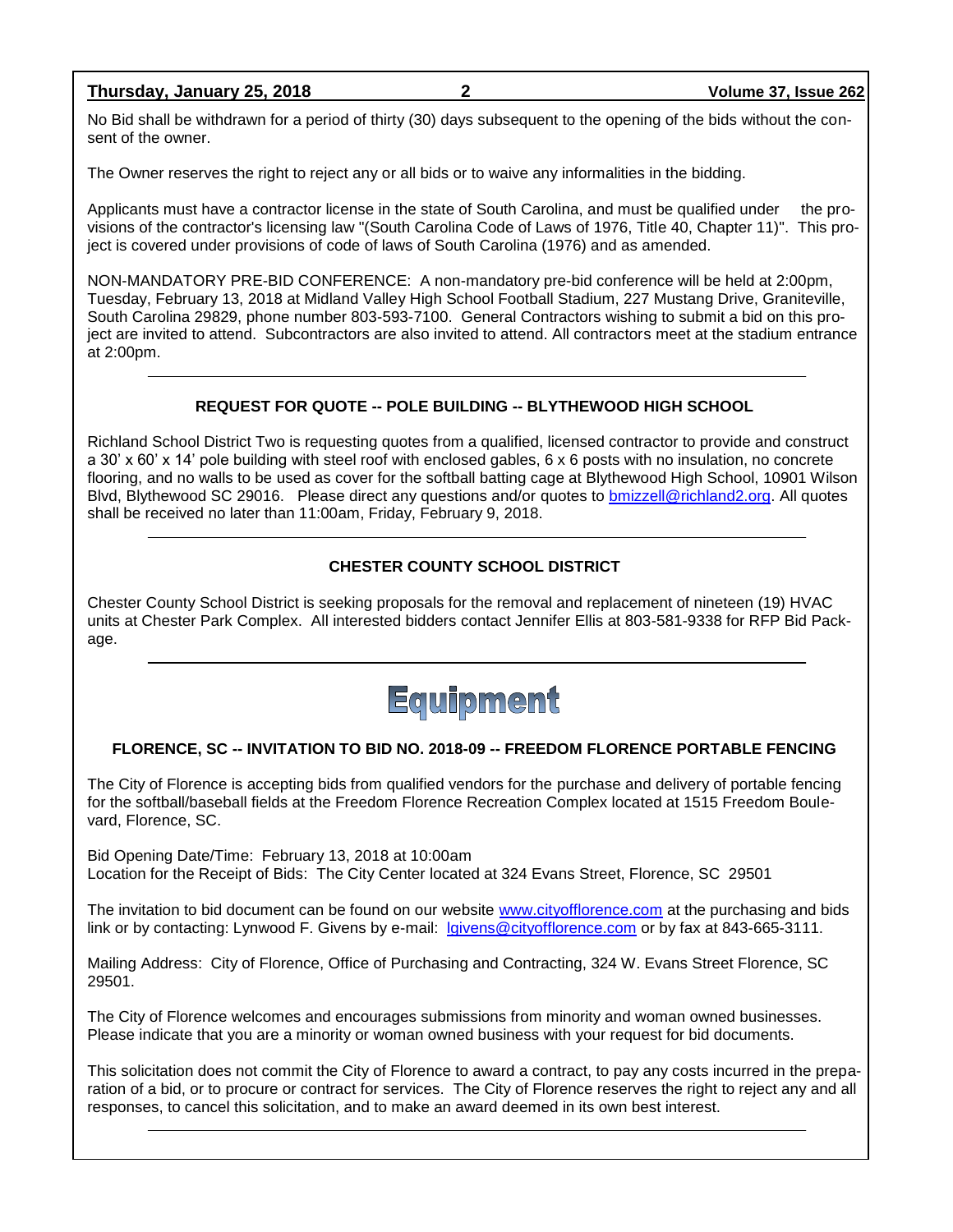No Bid shall be withdrawn for a period of thirty (30) days subsequent to the opening of the bids without the consent of the owner.

The Owner reserves the right to reject any or all bids or to waive any informalities in the bidding.

Applicants must have a contractor license in the state of South Carolina, and must be qualified under the provisions of the contractor's licensing law "(South Carolina Code of Laws of 1976, Title 40, Chapter 11)". This project is covered under provisions of code of laws of South Carolina (1976) and as amended.

NON-MANDATORY PRE-BID CONFERENCE: A non-mandatory pre-bid conference will be held at 2:00pm, Tuesday, February 13, 2018 at Midland Valley High School Football Stadium, 227 Mustang Drive, Graniteville, South Carolina 29829, phone number 803-593-7100. General Contractors wishing to submit a bid on this project are invited to attend. Subcontractors are also invited to attend. All contractors meet at the stadium entrance at 2:00pm.

---

### REQUEST FOR QUOTE -- POLE BUILDING -- BLYTHEWOOD HIGH SCHOOL

Richland School District Two is requesting quotes from a qualified, licensed contractor to provide and construct a 30' x 60' x 14' pole building with steel roof with enclosed gables, 6 x 6 posts with no insulation, no concrete flooring, and no walls to be used as cover for the softball batting cage at Blythewood High School, 10901 Wilson Blvd, Blythewood SC 29016. Please direct any questions and/or quotes to bmizzell@richland2.org. All quotes shall be received no later than 11:00am, Friday, February 9, 2018.

---

### CHESTER COUNTY SCHOOL DISTRICT

Chester County School District is seeking proposals for the removal and replacement of nineteen (19) HVAC units at Chester Park Complex. All interested bidders contact Jennifer Ellis at 803-581-9338 for RFP Bid Package.

---

## Equipment

### FLORENCE, SC -- INVITATION TO BID NO. 2018-09 -- FREEDOM FLORENCE PORTABLE FENCING

The City of Florence is accepting bids from qualified vendors for the purchase and delivery of portable fencing for the softball/baseball fields at the Freedom Florence Recreation Complex located at 1515 Freedom Boulevard, Florence, SC.

Bid Opening Date/Time: February 13, 2018 at 10:00am
Location for the Receipt of Bids: The City Center located at 324 Evans Street, Florence, SC 29501

The invitation to bid document can be found on our website www.cityofflorence.com at the purchasing and bids link or by contacting: Lynwood F. Givens by e-mail: lgivens@cityofflorence.com or by fax at 843-665-3111.

Mailing Address: City of Florence, Office of Purchasing and Contracting, 324 W. Evans Street Florence, SC 29501.

The City of Florence welcomes and encourages submissions from minority and woman owned businesses. Please indicate that you are a minority or woman owned business with your request for bid documents.

This solicitation does not commit the City of Florence to award a contract, to pay any costs incurred in the preparation of a bid, or to procure or contract for services. The City of Florence reserves the right to reject any and all responses, to cancel this solicitation, and to make an award deemed in its own best interest.

---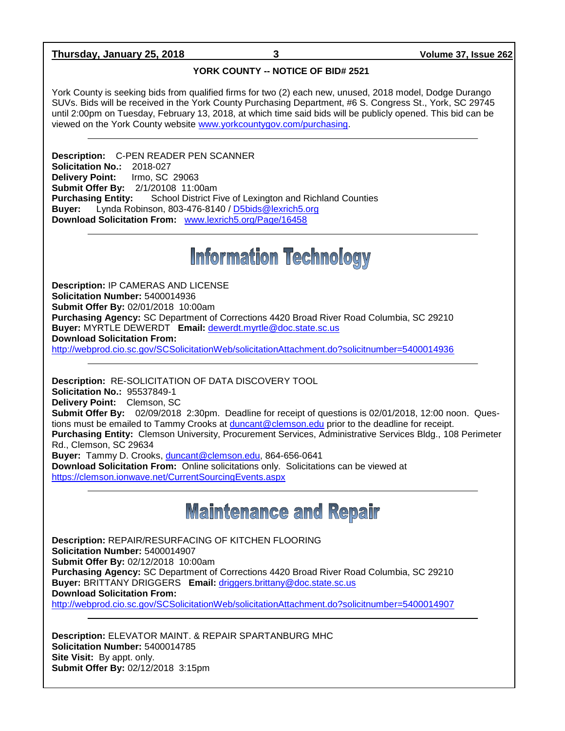**YORK COUNTY -- NOTICE OF BID# 2521**

York County is seeking bids from qualified firms for two (2) each new, unused, 2018 model, Dodge Durango SUVs. Bids will be received in the York County Purchasing Department, #6 S. Congress St., York, SC 29745 until 2:00pm on Tuesday, February 13, 2018, at which time said bids will be publicly opened. This bid can be viewed on the York County website www.yorkcountygov.com/purchasing.

---

**Description:** C-PEN READER PEN SCANNER
**Solicitation No.:** 2018-027
**Delivery Point:** Irmo, SC 29063
**Submit Offer By:** 2/1/20108 11:00am
**Purchasing Entity:** School District Five of Lexington and Richland Counties
**Buyer:** Lynda Robinson, 803-476-8140 / D5bids@lexrich5.org
**Download Solicitation From:** www.lexrich5.org/Page/16458

---

# Information Technology

**Description:** IP CAMERAS AND LICENSE
**Solicitation Number:** 5400014936
**Submit Offer By:** 02/01/2018 10:00am
**Purchasing Agency:** SC Department of Corrections 4420 Broad River Road Columbia, SC 29210
**Buyer:** MYRTLE DEWERDT **Email:** dewerdt.myrtle@doc.state.sc.us
**Download Solicitation From:**
http://webprod.cio.sc.gov/SCSolicitationWeb/solicitationAttachment.do?solicitnumber=5400014936

---

**Description:** RE-SOLICITATION OF DATA DISCOVERY TOOL
**Solicitation No.:** 95537849-1
**Delivery Point:** Clemson, SC
**Submit Offer By:** 02/09/2018 2:30pm. Deadline for receipt of questions is 02/01/2018, 12:00 noon. Questions must be emailed to Tammy Crooks at duncant@clemson.edu prior to the deadline for receipt.
**Purchasing Entity:** Clemson University, Procurement Services, Administrative Services Bldg., 108 Perimeter Rd., Clemson, SC 29634
**Buyer:** Tammy D. Crooks, duncant@clemson.edu, 864-656-0641
**Download Solicitation From:** Online solicitations only. Solicitations can be viewed at https://clemson.ionwave.net/CurrentSourcingEvents.aspx

---

# Maintenance and Repair

**Description:** REPAIR/RESURFACING OF KITCHEN FLOORING
**Solicitation Number:** 5400014907
**Submit Offer By:** 02/12/2018 10:00am
**Purchasing Agency:** SC Department of Corrections 4420 Broad River Road Columbia, SC 29210
**Buyer:** BRITTANY DRIGGERS **Email:** driggers.brittany@doc.state.sc.us
**Download Solicitation From:**
http://webprod.cio.sc.gov/SCSolicitationWeb/solicitationAttachment.do?solicitnumber=5400014907

---

**Description:** ELEVATOR MAINT. & REPAIR SPARTANBURG MHC
**Solicitation Number:** 5400014785
**Site Visit:** By appt. only.
**Submit Offer By:** 02/12/2018 3:15pm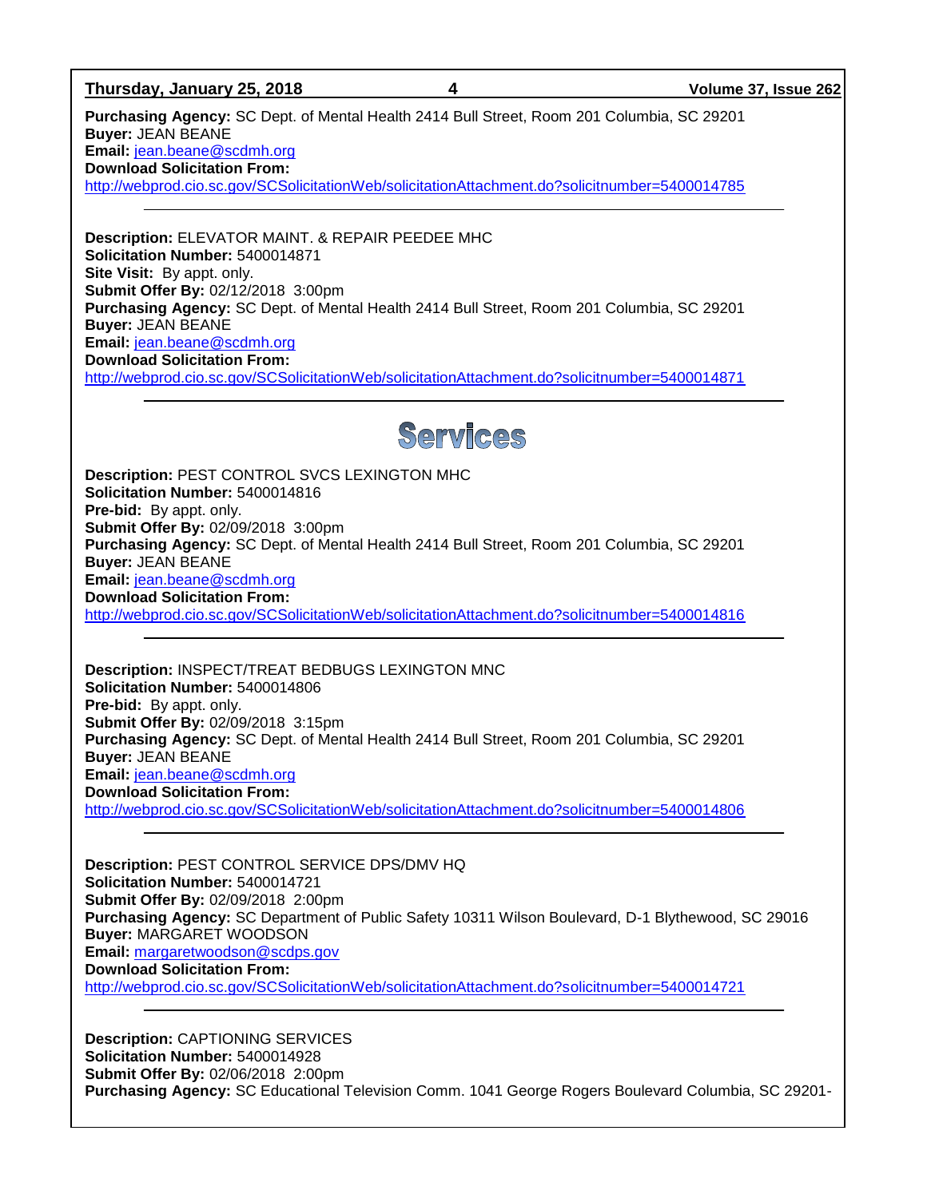**Purchasing Agency:** SC Dept. of Mental Health 2414 Bull Street, Room 201 Columbia, SC 29201
**Buyer:** JEAN BEANE
**Email:** jean.beane@scdmh.org
**Download Solicitation From:**
http://webprod.cio.sc.gov/SCSolicitationWeb/solicitationAttachment.do?solicitnumber=5400014785

---

**Description:** ELEVATOR MAINT. & REPAIR PEEDEE MHC
**Solicitation Number:** 5400014871
**Site Visit:** By appt. only.
**Submit Offer By:** 02/12/2018 3:00pm
**Purchasing Agency:** SC Dept. of Mental Health 2414 Bull Street, Room 201 Columbia, SC 29201
**Buyer:** JEAN BEANE
**Email:** jean.beane@scdmh.org
**Download Solicitation From:**
http://webprod.cio.sc.gov/SCSolicitationWeb/solicitationAttachment.do?solicitnumber=5400014871

---

# Services

**Description:** PEST CONTROL SVCS LEXINGTON MHC
**Solicitation Number:** 5400014816
**Pre-bid:** By appt. only.
**Submit Offer By:** 02/09/2018 3:00pm
**Purchasing Agency:** SC Dept. of Mental Health 2414 Bull Street, Room 201 Columbia, SC 29201
**Buyer:** JEAN BEANE
**Email:** jean.beane@scdmh.org
**Download Solicitation From:**
http://webprod.cio.sc.gov/SCSolicitationWeb/solicitationAttachment.do?solicitnumber=5400014816

---

**Description:** INSPECT/TREAT BEDBUGS LEXINGTON MNC
**Solicitation Number:** 5400014806
**Pre-bid:** By appt. only.
**Submit Offer By:** 02/09/2018 3:15pm
**Purchasing Agency:** SC Dept. of Mental Health 2414 Bull Street, Room 201 Columbia, SC 29201
**Buyer:** JEAN BEANE
**Email:** jean.beane@scdmh.org
**Download Solicitation From:**
http://webprod.cio.sc.gov/SCSolicitationWeb/solicitationAttachment.do?solicitnumber=5400014806

---

**Description:** PEST CONTROL SERVICE DPS/DMV HQ
**Solicitation Number:** 5400014721
**Submit Offer By:** 02/09/2018 2:00pm
**Purchasing Agency:** SC Department of Public Safety 10311 Wilson Boulevard, D-1 Blythewood, SC 29016
**Buyer:** MARGARET WOODSON
**Email:** margaretwoodson@scdps.gov
**Download Solicitation From:**
http://webprod.cio.sc.gov/SCSolicitationWeb/solicitationAttachment.do?solicitnumber=5400014721

---

**Description:** CAPTIONING SERVICES
**Solicitation Number:** 5400014928
**Submit Offer By:** 02/06/2018 2:00pm
**Purchasing Agency:** SC Educational Television Comm. 1041 George Rogers Boulevard Columbia, SC 29201-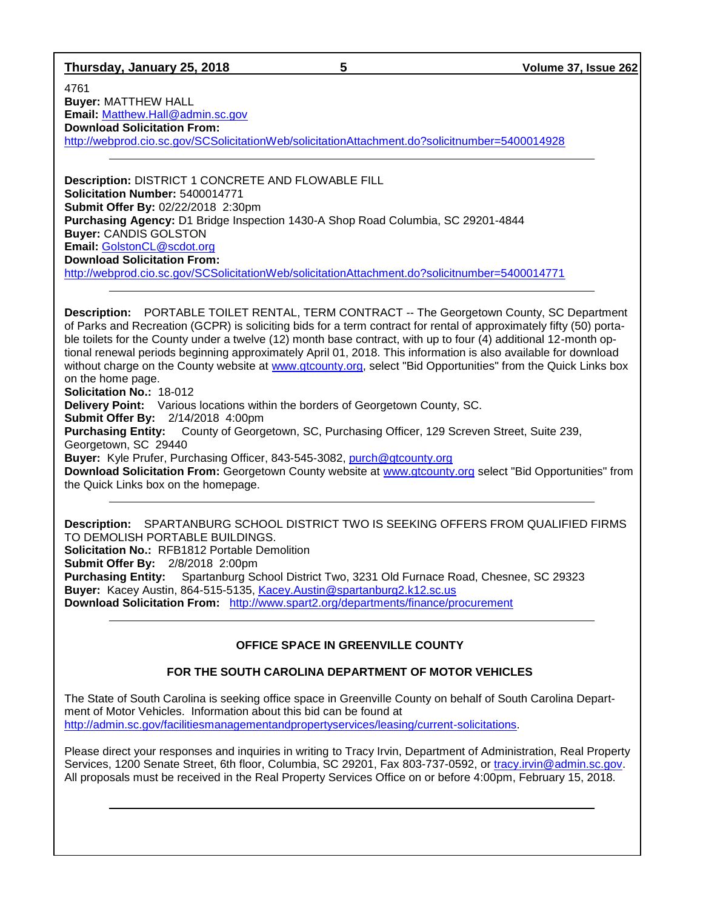4761
**Buyer:** MATTHEW HALL
**Email:** Matthew.Hall@admin.sc.gov
**Download Solicitation From:**
http://webprod.cio.sc.gov/SCSolicitationWeb/solicitationAttachment.do?solicitnumber=5400014928

---

**Description:** DISTRICT 1 CONCRETE AND FLOWABLE FILL
**Solicitation Number:** 5400014771
**Submit Offer By:** 02/22/2018 2:30pm
**Purchasing Agency:** D1 Bridge Inspection 1430-A Shop Road Columbia, SC 29201-4844
**Buyer:** CANDIS GOLSTON
**Email:** GolstonCL@scdot.org
**Download Solicitation From:**
http://webprod.cio.sc.gov/SCSolicitationWeb/solicitationAttachment.do?solicitnumber=5400014771

---

**Description:** PORTABLE TOILET RENTAL, TERM CONTRACT -- The Georgetown County, SC Department of Parks and Recreation (GCPR) is soliciting bids for a term contract for rental of approximately fifty (50) portable toilets for the County under a twelve (12) month base contract, with up to four (4) additional 12-month optional renewal periods beginning approximately April 01, 2018. This information is also available for download without charge on the County website at www.gtcounty.org, select "Bid Opportunities" from the Quick Links box on the home page.
**Solicitation No.:** 18-012
**Delivery Point:** Various locations within the borders of Georgetown County, SC.
**Submit Offer By:** 2/14/2018 4:00pm
**Purchasing Entity:** County of Georgetown, SC, Purchasing Officer, 129 Screven Street, Suite 239, Georgetown, SC 29440
**Buyer:** Kyle Prufer, Purchasing Officer, 843-545-3082, purch@gtcounty.org
**Download Solicitation From:** Georgetown County website at www.gtcounty.org select "Bid Opportunities" from the Quick Links box on the homepage.

---

**Description:** SPARTANBURG SCHOOL DISTRICT TWO IS SEEKING OFFERS FROM QUALIFIED FIRMS TO DEMOLISH PORTABLE BUILDINGS.
**Solicitation No.:** RFB1812 Portable Demolition
**Submit Offer By:** 2/8/2018 2:00pm
**Purchasing Entity:** Spartanburg School District Two, 3231 Old Furnace Road, Chesnee, SC 29323
**Buyer:** Kacey Austin, 864-515-5135, Kacey.Austin@spartanburg2.k12.sc.us
**Download Solicitation From:** http://www.spart2.org/departments/finance/procurement

---

**OFFICE SPACE IN GREENVILLE COUNTY**

**FOR THE SOUTH CAROLINA DEPARTMENT OF MOTOR VEHICLES**

The State of South Carolina is seeking office space in Greenville County on behalf of South Carolina Department of Motor Vehicles. Information about this bid can be found at http://admin.sc.gov/facilitiesmanagementandpropertyservices/leasing/current-solicitations.

Please direct your responses and inquiries in writing to Tracy Irvin, Department of Administration, Real Property Services, 1200 Senate Street, 6th floor, Columbia, SC 29201, Fax 803-737-0592, or tracy.irvin@admin.sc.gov. All proposals must be received in the Real Property Services Office on or before 4:00pm, February 15, 2018.

---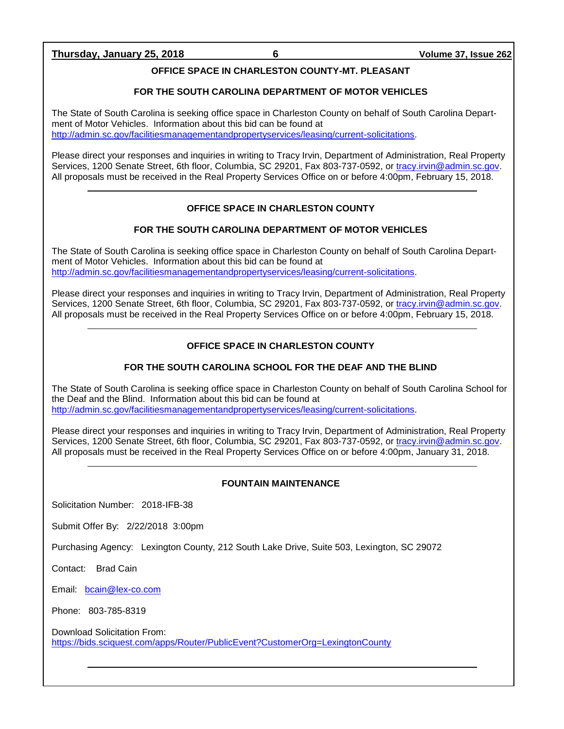## OFFICE SPACE IN CHARLESTON COUNTY-MT. PLEASANT

## FOR THE SOUTH CAROLINA DEPARTMENT OF MOTOR VEHICLES

The State of South Carolina is seeking office space in Charleston County on behalf of South Carolina Department of Motor Vehicles. Information about this bid can be found at http://admin.sc.gov/facilitiesmanagementandpropertyservices/leasing/current-solicitations.

Please direct your responses and inquiries in writing to Tracy Irvin, Department of Administration, Real Property Services, 1200 Senate Street, 6th floor, Columbia, SC 29201, Fax 803-737-0592, or tracy.irvin@admin.sc.gov. All proposals must be received in the Real Property Services Office on or before 4:00pm, February 15, 2018.

---

## OFFICE SPACE IN CHARLESTON COUNTY

## FOR THE SOUTH CAROLINA DEPARTMENT OF MOTOR VEHICLES

The State of South Carolina is seeking office space in Charleston County on behalf of South Carolina Department of Motor Vehicles. Information about this bid can be found at http://admin.sc.gov/facilitiesmanagementandpropertyservices/leasing/current-solicitations.

Please direct your responses and inquiries in writing to Tracy Irvin, Department of Administration, Real Property Services, 1200 Senate Street, 6th floor, Columbia, SC 29201, Fax 803-737-0592, or tracy.irvin@admin.sc.gov. All proposals must be received in the Real Property Services Office on or before 4:00pm, February 15, 2018.

---

## OFFICE SPACE IN CHARLESTON COUNTY

## FOR THE SOUTH CAROLINA SCHOOL FOR THE DEAF AND THE BLIND

The State of South Carolina is seeking office space in Charleston County on behalf of South Carolina School for the Deaf and the Blind. Information about this bid can be found at http://admin.sc.gov/facilitiesmanagementandpropertyservices/leasing/current-solicitations.

Please direct your responses and inquiries in writing to Tracy Irvin, Department of Administration, Real Property Services, 1200 Senate Street, 6th floor, Columbia, SC 29201, Fax 803-737-0592, or tracy.irvin@admin.sc.gov. All proposals must be received in the Real Property Services Office on or before 4:00pm, January 31, 2018.

---

## FOUNTAIN MAINTENANCE

Solicitation Number: 2018-IFB-38

Submit Offer By: 2/22/2018 3:00pm

Purchasing Agency: Lexington County, 212 South Lake Drive, Suite 503, Lexington, SC 29072

Contact: Brad Cain

Email: bcain@lex-co.com

Phone: 803-785-8319

Download Solicitation From:
https://bids.sciquest.com/apps/Router/PublicEvent?CustomerOrg=LexingtonCounty

---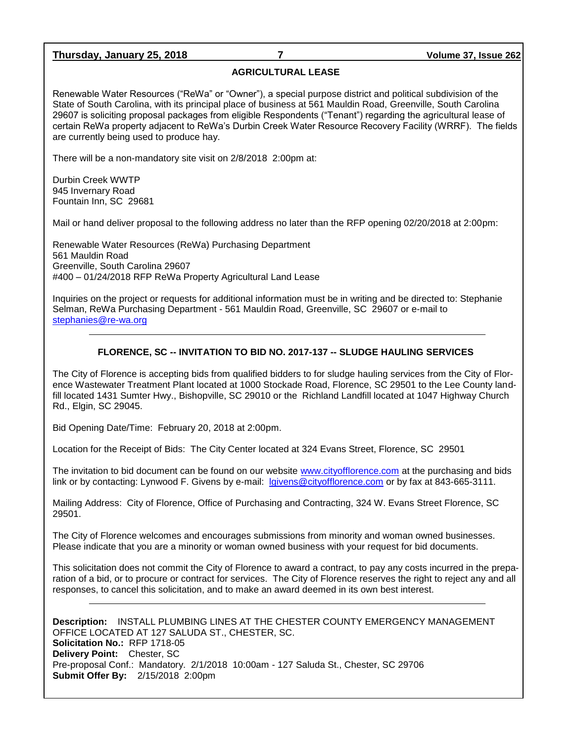## AGRICULTURAL LEASE

Renewable Water Resources ("ReWa" or "Owner"), a special purpose district and political subdivision of the State of South Carolina, with its principal place of business at 561 Mauldin Road, Greenville, South Carolina 29607 is soliciting proposal packages from eligible Respondents ("Tenant") regarding the agricultural lease of certain ReWa property adjacent to ReWa's Durbin Creek Water Resource Recovery Facility (WRRF). The fields are currently being used to produce hay.

There will be a non-mandatory site visit on 2/8/2018 2:00pm at:

Durbin Creek WWTP
945 Invernary Road
Fountain Inn, SC 29681

Mail or hand deliver proposal to the following address no later than the RFP opening 02/20/2018 at 2:00pm:

Renewable Water Resources (ReWa) Purchasing Department
561 Mauldin Road
Greenville, South Carolina 29607
#400 – 01/24/2018 RFP ReWa Property Agricultural Land Lease

Inquiries on the project or requests for additional information must be in writing and be directed to: Stephanie Selman, ReWa Purchasing Department - 561 Mauldin Road, Greenville, SC 29607 or e-mail to stephanies@re-wa.org

---

## FLORENCE, SC -- INVITATION TO BID NO. 2017-137 -- SLUDGE HAULING SERVICES

The City of Florence is accepting bids from qualified bidders to for sludge hauling services from the City of Florence Wastewater Treatment Plant located at 1000 Stockade Road, Florence, SC 29501 to the Lee County landfill located 1431 Sumter Hwy., Bishopville, SC 29010 or the Richland Landfill located at 1047 Highway Church Rd., Elgin, SC 29045.

Bid Opening Date/Time: February 20, 2018 at 2:00pm.

Location for the Receipt of Bids: The City Center located at 324 Evans Street, Florence, SC 29501

The invitation to bid document can be found on our website www.cityofflorence.com at the purchasing and bids link or by contacting: Lynwood F. Givens by e-mail: lgivens@cityofflorence.com or by fax at 843-665-3111.

Mailing Address: City of Florence, Office of Purchasing and Contracting, 324 W. Evans Street Florence, SC 29501.

The City of Florence welcomes and encourages submissions from minority and woman owned businesses. Please indicate that you are a minority or woman owned business with your request for bid documents.

This solicitation does not commit the City of Florence to award a contract, to pay any costs incurred in the preparation of a bid, or to procure or contract for services. The City of Florence reserves the right to reject any and all responses, to cancel this solicitation, and to make an award deemed in its own best interest.

---

**Description:** INSTALL PLUMBING LINES AT THE CHESTER COUNTY EMERGENCY MANAGEMENT OFFICE LOCATED AT 127 SALUDA ST., CHESTER, SC.
**Solicitation No.:** RFP 1718-05
**Delivery Point:** Chester, SC
Pre-proposal Conf.: Mandatory. 2/1/2018 10:00am - 127 Saluda St., Chester, SC 29706
**Submit Offer By:** 2/15/2018 2:00pm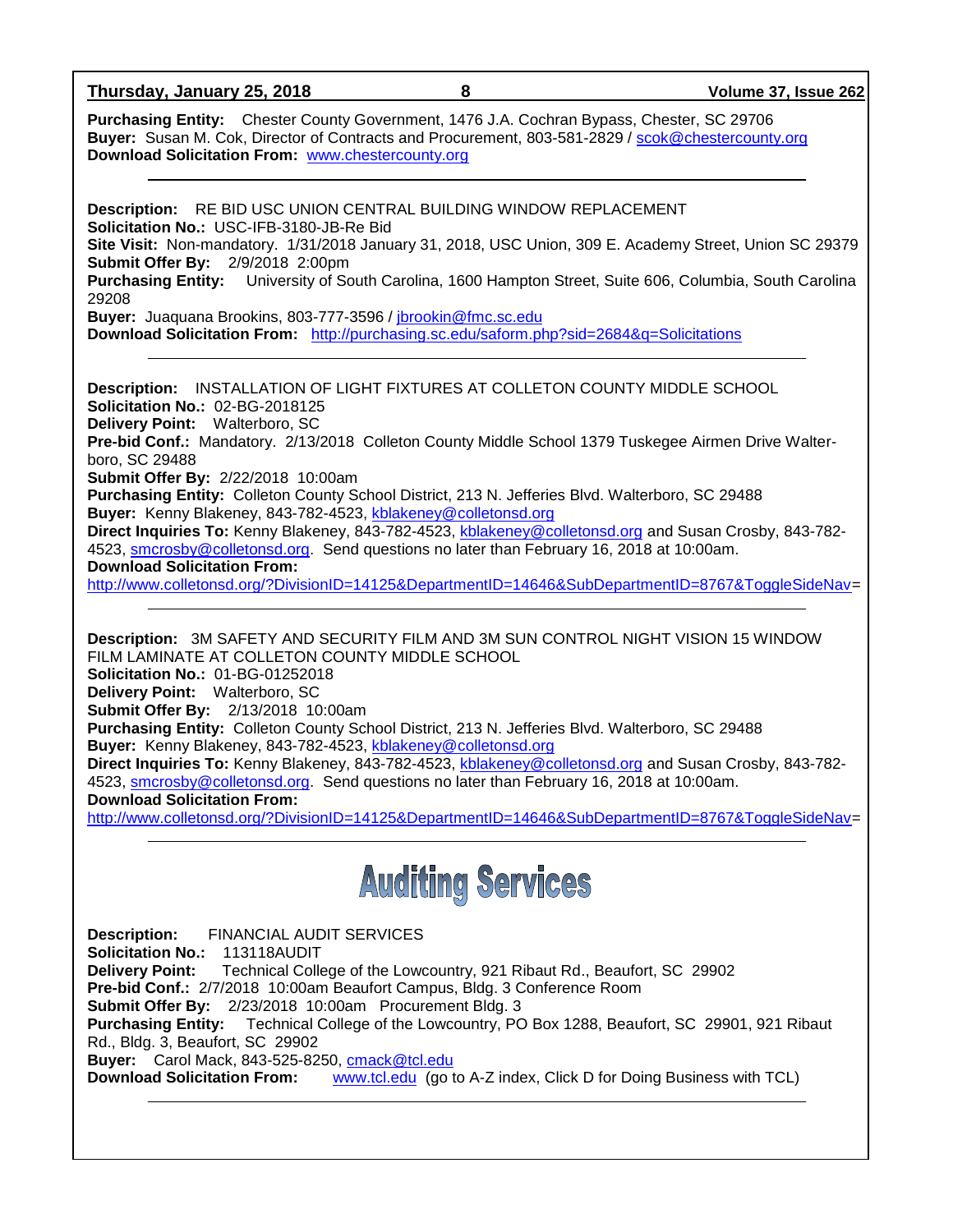**Purchasing Entity:** Chester County Government, 1476 J.A. Cochran Bypass, Chester, SC 29706
**Buyer:** Susan M. Cok, Director of Contracts and Procurement, 803-581-2829 / scok@chestercounty.org
**Download Solicitation From:** www.chestercounty.org

---

**Description:** RE BID USC UNION CENTRAL BUILDING WINDOW REPLACEMENT
**Solicitation No.:** USC-IFB-3180-JB-Re Bid
**Site Visit:** Non-mandatory. 1/31/2018 January 31, 2018, USC Union, 309 E. Academy Street, Union SC 29379
**Submit Offer By:** 2/9/2018 2:00pm
**Purchasing Entity:** University of South Carolina, 1600 Hampton Street, Suite 606, Columbia, South Carolina 29208
**Buyer:** Juaquana Brookins, 803-777-3596 / jbrookin@fmc.sc.edu
**Download Solicitation From:** http://purchasing.sc.edu/saform.php?sid=2684&q=Solicitations

---

**Description:** INSTALLATION OF LIGHT FIXTURES AT COLLETON COUNTY MIDDLE SCHOOL
**Solicitation No.:** 02-BG-2018125
**Delivery Point:** Walterboro, SC
**Pre-bid Conf.:** Mandatory. 2/13/2018 Colleton County Middle School 1379 Tuskegee Airmen Drive Walterboro, SC 29488
**Submit Offer By:** 2/22/2018 10:00am
**Purchasing Entity:** Colleton County School District, 213 N. Jefferies Blvd. Walterboro, SC 29488
**Buyer:** Kenny Blakeney, 843-782-4523, kblakeney@colletonsd.org
**Direct Inquiries To:** Kenny Blakeney, 843-782-4523, kblakeney@colletonsd.org and Susan Crosby, 843-782-4523, smcrosby@colletonsd.org. Send questions no later than February 16, 2018 at 10:00am.
**Download Solicitation From:**
http://www.colletonsd.org/?DivisionID=14125&DepartmentID=14646&SubDepartmentID=8767&ToggleSideNav=

---

**Description:** 3M SAFETY AND SECURITY FILM AND 3M SUN CONTROL NIGHT VISION 15 WINDOW FILM LAMINATE AT COLLETON COUNTY MIDDLE SCHOOL
**Solicitation No.:** 01-BG-01252018
**Delivery Point:** Walterboro, SC
**Submit Offer By:** 2/13/2018 10:00am
**Purchasing Entity:** Colleton County School District, 213 N. Jefferies Blvd. Walterboro, SC 29488
**Buyer:** Kenny Blakeney, 843-782-4523, kblakeney@colletonsd.org
**Direct Inquiries To:** Kenny Blakeney, 843-782-4523, kblakeney@colletonsd.org and Susan Crosby, 843-782-4523, smcrosby@colletonsd.org. Send questions no later than February 16, 2018 at 10:00am.
**Download Solicitation From:**
http://www.colletonsd.org/?DivisionID=14125&DepartmentID=14646&SubDepartmentID=8767&ToggleSideNav=

---

# Auditing Services

**Description:** FINANCIAL AUDIT SERVICES
**Solicitation No.:** 113118AUDIT
**Delivery Point:** Technical College of the Lowcountry, 921 Ribaut Rd., Beaufort, SC 29902
**Pre-bid Conf.:** 2/7/2018 10:00am Beaufort Campus, Bldg. 3 Conference Room
**Submit Offer By:** 2/23/2018 10:00am Procurement Bldg. 3
**Purchasing Entity:** Technical College of the Lowcountry, PO Box 1288, Beaufort, SC 29901, 921 Ribaut Rd., Bldg. 3, Beaufort, SC 29902
**Buyer:** Carol Mack, 843-525-8250, cmack@tcl.edu
**Download Solicitation From:** www.tcl.edu (go to A-Z index, Click D for Doing Business with TCL)

---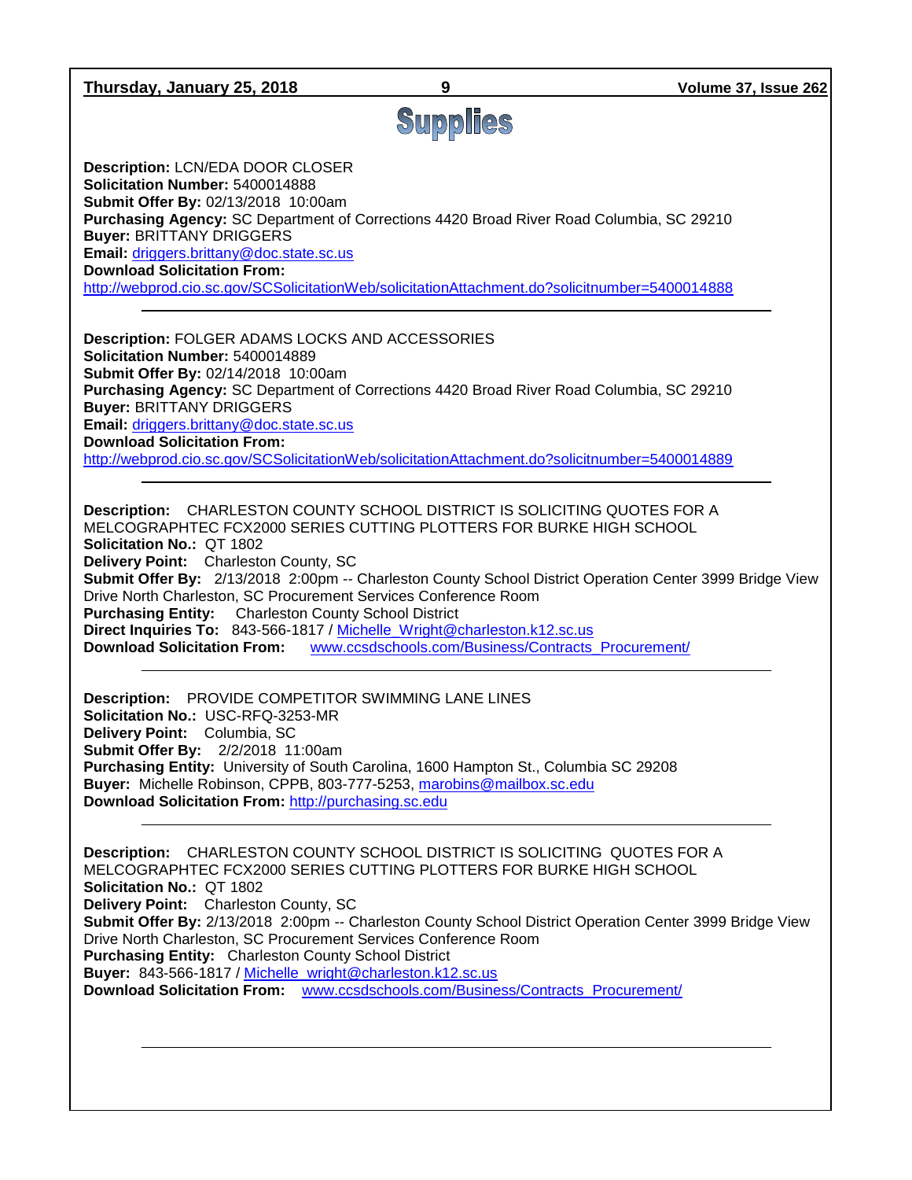# Supplies

**Description:** LCN/EDA DOOR CLOSER
**Solicitation Number:** 5400014888
**Submit Offer By:** 02/13/2018 10:00am
**Purchasing Agency:** SC Department of Corrections 4420 Broad River Road Columbia, SC 29210
**Buyer:** BRITTANY DRIGGERS
**Email:** driggers.brittany@doc.state.sc.us
**Download Solicitation From:**
http://webprod.cio.sc.gov/SCSolicitationWeb/solicitationAttachment.do?solicitnumber=5400014888

---

**Description:** FOLGER ADAMS LOCKS AND ACCESSORIES
**Solicitation Number:** 5400014889
**Submit Offer By:** 02/14/2018 10:00am
**Purchasing Agency:** SC Department of Corrections 4420 Broad River Road Columbia, SC 29210
**Buyer:** BRITTANY DRIGGERS
**Email:** driggers.brittany@doc.state.sc.us
**Download Solicitation From:**
http://webprod.cio.sc.gov/SCSolicitationWeb/solicitationAttachment.do?solicitnumber=5400014889

---

**Description:** CHARLESTON COUNTY SCHOOL DISTRICT IS SOLICITING QUOTES FOR A MELCOGRAPHTEC FCX2000 SERIES CUTTING PLOTTERS FOR BURKE HIGH SCHOOL
**Solicitation No.:** QT 1802
**Delivery Point:** Charleston County, SC
**Submit Offer By:** 2/13/2018 2:00pm -- Charleston County School District Operation Center 3999 Bridge View Drive North Charleston, SC Procurement Services Conference Room
**Purchasing Entity:** Charleston County School District
**Direct Inquiries To:** 843-566-1817 / Michelle_Wright@charleston.k12.sc.us
**Download Solicitation From:** www.ccsdschools.com/Business/Contracts_Procurement/

---

**Description:** PROVIDE COMPETITOR SWIMMING LANE LINES
**Solicitation No.:** USC-RFQ-3253-MR
**Delivery Point:** Columbia, SC
**Submit Offer By:** 2/2/2018 11:00am
**Purchasing Entity:** University of South Carolina, 1600 Hampton St., Columbia SC 29208
**Buyer:** Michelle Robinson, CPPB, 803-777-5253, marobins@mailbox.sc.edu
**Download Solicitation From:** http://purchasing.sc.edu

---

**Description:** CHARLESTON COUNTY SCHOOL DISTRICT IS SOLICITING QUOTES FOR A MELCOGRAPHTEC FCX2000 SERIES CUTTING PLOTTERS FOR BURKE HIGH SCHOOL
**Solicitation No.:** QT 1802
**Delivery Point:** Charleston County, SC
**Submit Offer By:** 2/13/2018 2:00pm -- Charleston County School District Operation Center 3999 Bridge View Drive North Charleston, SC Procurement Services Conference Room
**Purchasing Entity:** Charleston County School District
**Buyer:** 843-566-1817 / Michelle_wright@charleston.k12.sc.us
**Download Solicitation From:** www.ccsdschools.com/Business/Contracts_Procurement/

---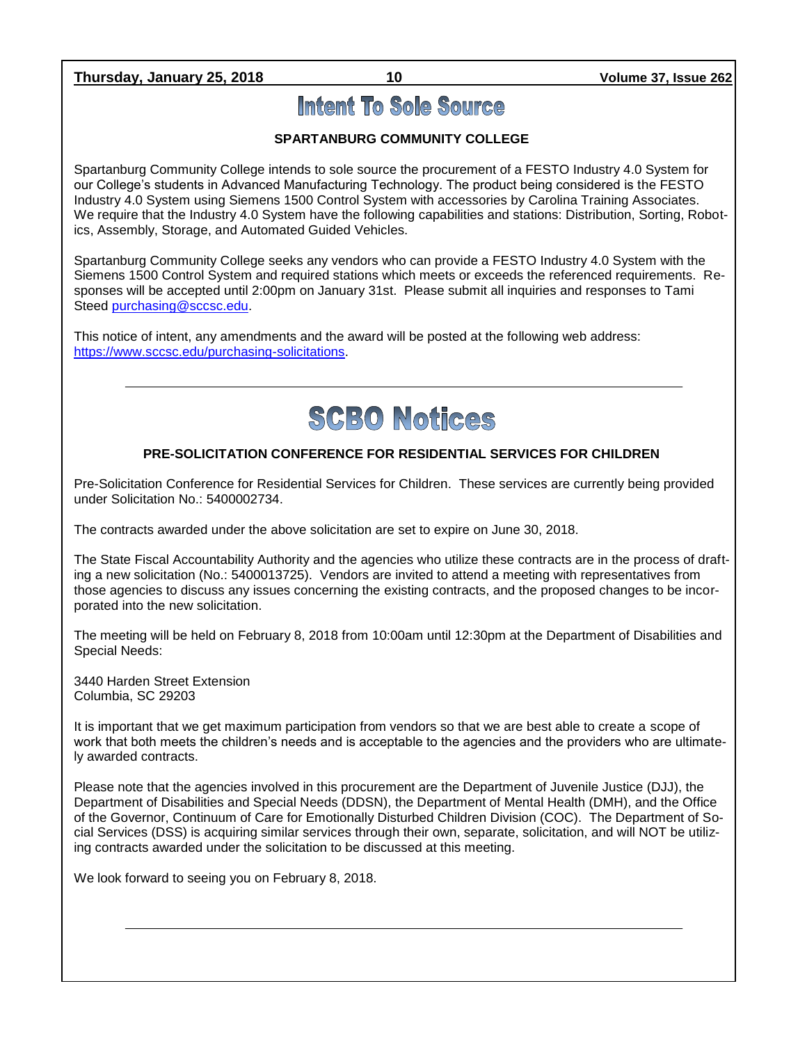# Intent To Sole Source

### SPARTANBURG COMMUNITY COLLEGE

Spartanburg Community College intends to sole source the procurement of a FESTO Industry 4.0 System for our College's students in Advanced Manufacturing Technology. The product being considered is the FESTO Industry 4.0 System using Siemens 1500 Control System with accessories by Carolina Training Associates. We require that the Industry 4.0 System have the following capabilities and stations: Distribution, Sorting, Robotics, Assembly, Storage, and Automated Guided Vehicles.

Spartanburg Community College seeks any vendors who can provide a FESTO Industry 4.0 System with the Siemens 1500 Control System and required stations which meets or exceeds the referenced requirements. Responses will be accepted until 2:00pm on January 31st. Please submit all inquiries and responses to Tami Steed purchasing@sccsc.edu.

This notice of intent, any amendments and the award will be posted at the following web address: https://www.sccsc.edu/purchasing-solicitations.

---

# SCBO Notices

### PRE-SOLICITATION CONFERENCE FOR RESIDENTIAL SERVICES FOR CHILDREN

Pre-Solicitation Conference for Residential Services for Children. These services are currently being provided under Solicitation No.: 5400002734.

The contracts awarded under the above solicitation are set to expire on June 30, 2018.

The State Fiscal Accountability Authority and the agencies who utilize these contracts are in the process of drafting a new solicitation (No.: 5400013725). Vendors are invited to attend a meeting with representatives from those agencies to discuss any issues concerning the existing contracts, and the proposed changes to be incorporated into the new solicitation.

The meeting will be held on February 8, 2018 from 10:00am until 12:30pm at the Department of Disabilities and Special Needs:

3440 Harden Street Extension
Columbia, SC 29203

It is important that we get maximum participation from vendors so that we are best able to create a scope of work that both meets the children's needs and is acceptable to the agencies and the providers who are ultimately awarded contracts.

Please note that the agencies involved in this procurement are the Department of Juvenile Justice (DJJ), the Department of Disabilities and Special Needs (DDSN), the Department of Mental Health (DMH), and the Office of the Governor, Continuum of Care for Emotionally Disturbed Children Division (COC). The Department of Social Services (DSS) is acquiring similar services through their own, separate, solicitation, and will NOT be utilizing contracts awarded under the solicitation to be discussed at this meeting.

We look forward to seeing you on February 8, 2018.

---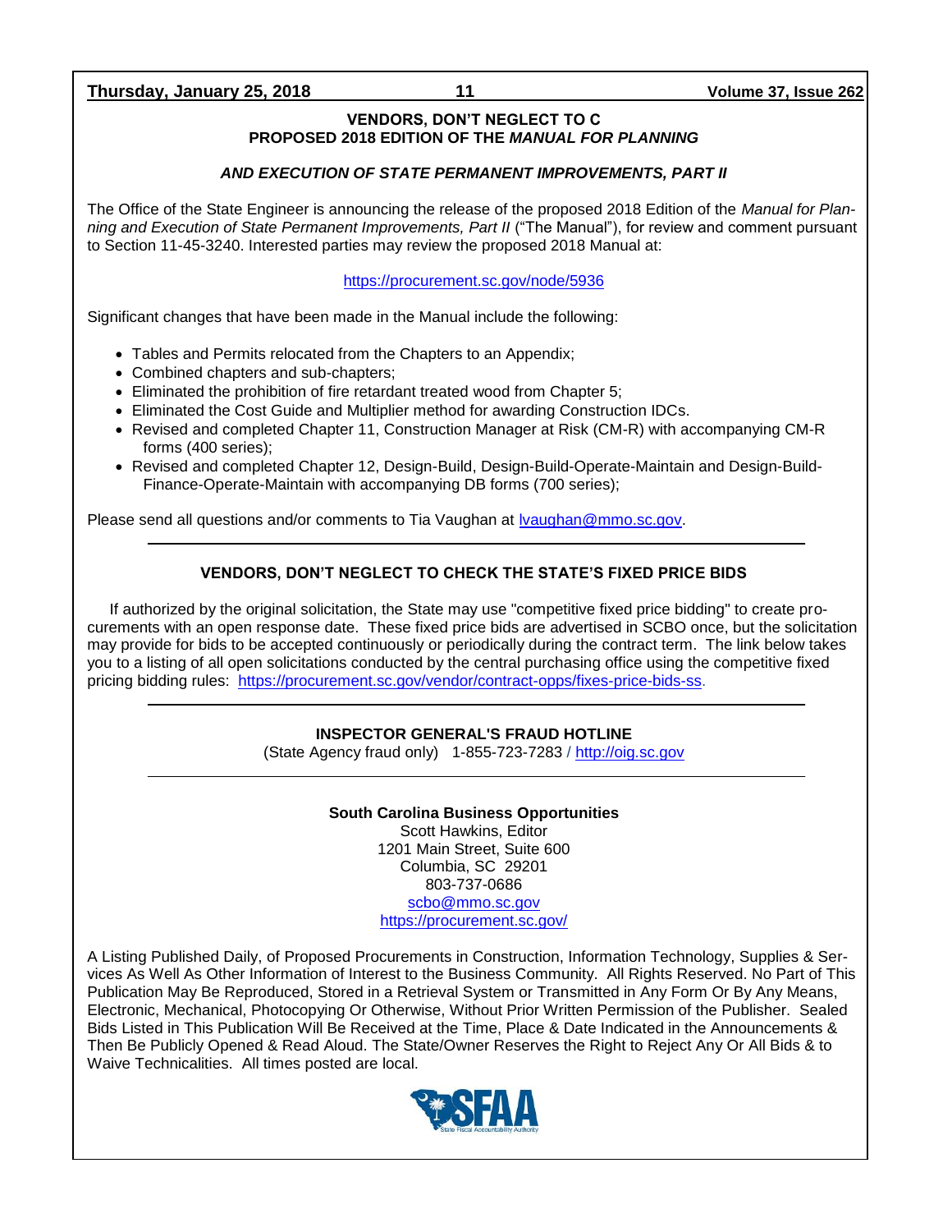**VENDORS, DON'T NEGLECT TO C**
**PROPOSED 2018 EDITION OF THE *MANUAL FOR PLANNING***

***AND EXECUTION OF STATE PERMANENT IMPROVEMENTS, PART II***

The Office of the State Engineer is announcing the release of the proposed 2018 Edition of the *Manual for Planning and Execution of State Permanent Improvements, Part II* ("The Manual"), for review and comment pursuant to Section 11-45-3240. Interested parties may review the proposed 2018 Manual at:

https://procurement.sc.gov/node/5936

Significant changes that have been made in the Manual include the following:

- Tables and Permits relocated from the Chapters to an Appendix;
- Combined chapters and sub-chapters;
- Eliminated the prohibition of fire retardant treated wood from Chapter 5;
- Eliminated the Cost Guide and Multiplier method for awarding Construction IDCs.
- Revised and completed Chapter 11, Construction Manager at Risk (CM-R) with accompanying CM-R forms (400 series);
- Revised and completed Chapter 12, Design-Build, Design-Build-Operate-Maintain and Design-Build-Finance-Operate-Maintain with accompanying DB forms (700 series);

Please send all questions and/or comments to Tia Vaughan at lvaughan@mmo.sc.gov.

---

**VENDORS, DON'T NEGLECT TO CHECK THE STATE'S FIXED PRICE BIDS**

If authorized by the original solicitation, the State may use "competitive fixed price bidding" to create procurements with an open response date. These fixed price bids are advertised in SCBO once, but the solicitation may provide for bids to be accepted continuously or periodically during the contract term. The link below takes you to a listing of all open solicitations conducted by the central purchasing office using the competitive fixed pricing bidding rules: https://procurement.sc.gov/vendor/contract-opps/fixes-price-bids-ss.

---

**INSPECTOR GENERAL'S FRAUD HOTLINE**

(State Agency fraud only) 1-855-723-7283 / http://oig.sc.gov

---

**South Carolina Business Opportunities**

Scott Hawkins, Editor
1201 Main Street, Suite 600
Columbia, SC 29201
803-737-0686
scbo@mmo.sc.gov
https://procurement.sc.gov/

A Listing Published Daily, of Proposed Procurements in Construction, Information Technology, Supplies & Services As Well As Other Information of Interest to the Business Community. All Rights Reserved. No Part of This Publication May Be Reproduced, Stored in a Retrieval System or Transmitted in Any Form Or By Any Means, Electronic, Mechanical, Photocopying Or Otherwise, Without Prior Written Permission of the Publisher. Sealed Bids Listed in This Publication Will Be Received at the Time, Place & Date Indicated in the Announcements & Then Be Publicly Opened & Read Aloud. The State/Owner Reserves the Right to Reject Any Or All Bids & to Waive Technicalities. All times posted are local.

SFAA
State Fiscal Accountability Authority